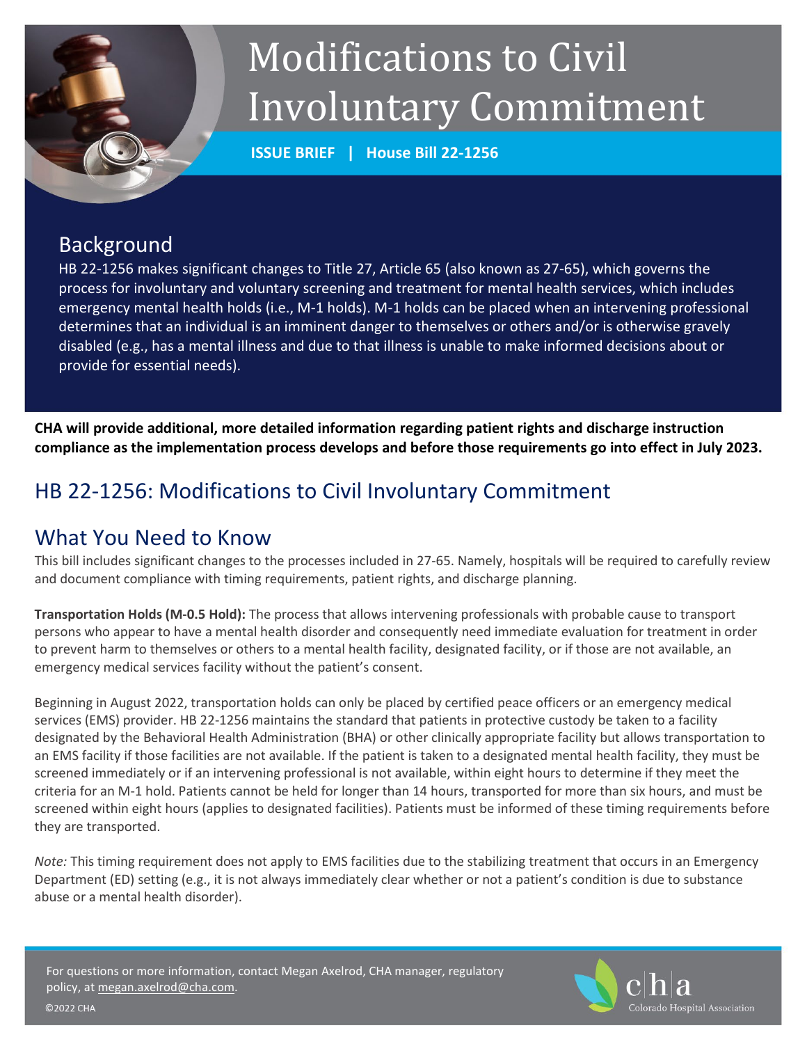# Modifications to Civil Involuntary Commitment

**ISSUE BRIEF | House Bill 22-1256**

## Background

HB 22-1256 makes significant changes to Title 27, Article 65 (also known as 27-65), which governs the process for involuntary and voluntary screening and treatment for mental health services, which includes emergency mental health holds (i.e., M-1 holds). M-1 holds can be placed when an intervening professional determines that an individual is an imminent danger to themselves or others and/or is otherwise gravely disabled (e.g., has a mental illness and due to that illness is unable to make informed decisions about or provide for essential needs).

**CHA will provide additional, more detailed information regarding patient rights and discharge instruction compliance as the implementation process develops and before those requirements go into effect in July 2023.**

## HB 22-1256: Modifications to Civil Involuntary Commitment

## What You Need to Know

This bill includes significant changes to the processes included in 27-65. Namely, hospitals will be required to carefully review and document compliance with timing requirements, patient rights, and discharge planning.

**Transportation Holds (M-0.5 Hold):** The process that allows intervening professionals with probable cause to transport persons who appear to have a mental health disorder and consequently need immediate evaluation for treatment in order to prevent harm to themselves or others to a mental health facility, designated facility, or if those are not available, an emergency medical services facility without the patient's consent.

Beginning in August 2022, transportation holds can only be placed by certified peace officers or an emergency medical services (EMS) provider. HB 22-1256 maintains the standard that patients in protective custody be taken to a facility designated by the Behavioral Health Administration (BHA) or other clinically appropriate facility but allows transportation to an EMS facility if those facilities are not available. If the patient is taken to a designated mental health facility, they must be screened immediately or if an intervening professional is not available, within eight hours to determine if they meet the criteria for an M-1 hold. Patients cannot be held for longer than 14 hours, transported for more than six hours, and must be screened within eight hours (applies to designated facilities). Patients must be informed of these timing requirements before they are transported.

*Note:* This timing requirement does not apply to EMS facilities due to the stabilizing treatment that occurs in an Emergency Department (ED) setting (e.g., it is not always immediately clear whether or not a patient's condition is due to substance abuse or a mental health disorder).

For questions or more information, contact Megan Axelrod, CHA manager, regulatory policy, at megan.axelrod@cha.com.

©2022 CHA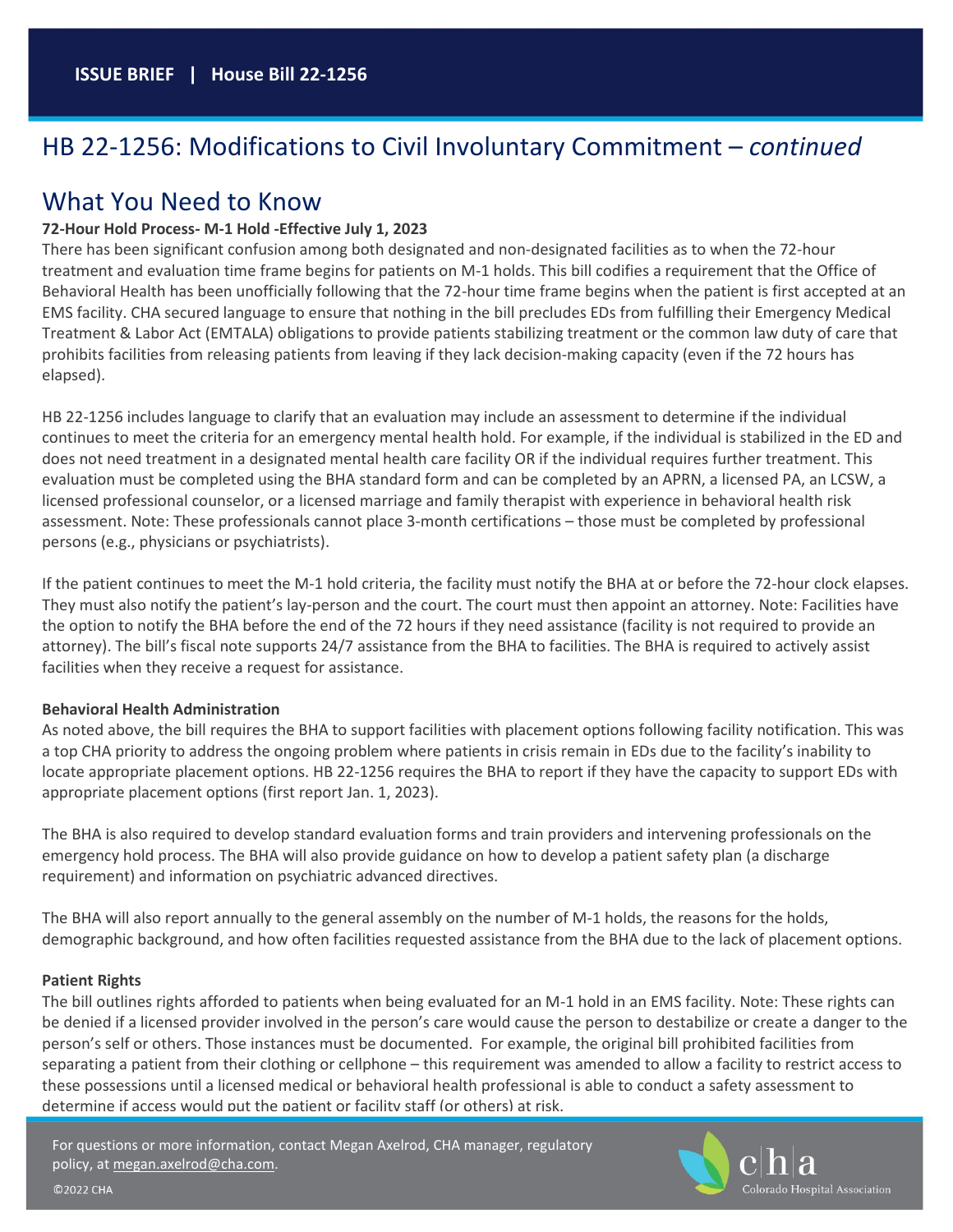## HB 22-1256: Modifications to Civil Involuntary Commitment – *continued*

## What You Need to Know

**72-Hour Hold Process- M-1 Hold -Effective July 1, 2023**

There has been significant confusion among both designated and non-designated facilities as to when the 72-hour treatment and evaluation time frame begins for patients on M-1 holds. This bill codifies a requirement that the Office of Behavioral Health has been unofficially following that the 72-hour time frame begins when the patient is first accepted at an EMS facility. CHA secured language to ensure that nothing in the bill precludes EDs from fulfilling their Emergency Medical Treatment & Labor Act (EMTALA) obligations to provide patients stabilizing treatment or the common law duty of care that prohibits facilities from releasing patients from leaving if they lack decision-making capacity (even if the 72 hours has elapsed).

HB 22-1256 includes language to clarify that an evaluation may include an assessment to determine if the individual continues to meet the criteria for an emergency mental health hold. For example, if the individual is stabilized in the ED and does not need treatment in a designated mental health care facility OR if the individual requires further treatment. This evaluation must be completed using the BHA standard form and can be completed by an APRN, a licensed PA, an LCSW, a licensed professional counselor, or a licensed marriage and family therapist with experience in behavioral health risk assessment. Note: These professionals cannot place 3-month certifications – those must be completed by professional persons (e.g., physicians or psychiatrists).

If the patient continues to meet the M-1 hold criteria, the facility must notify the BHA at or before the 72-hour clock elapses. They must also notify the patient's lay-person and the court. The court must then appoint an attorney. Note: Facilities have the option to notify the BHA before the end of the 72 hours if they need assistance (facility is not required to provide an attorney). The bill's fiscal note supports 24/7 assistance from the BHA to facilities. The BHA is required to actively assist facilities when they receive a request for assistance.

**Behavioral Health Administration**

As noted above, the bill requires the BHA to support facilities with placement options following facility notification. This was a top CHA priority to address the ongoing problem where patients in crisis remain in EDs due to the facility's inability to locate appropriate placement options. HB 22-1256 requires the BHA to report if they have the capacity to support EDs with appropriate placement options (first report Jan. 1, 2023).

The BHA is also required to develop standard evaluation forms and train providers and intervening professionals on the emergency hold process. The BHA will also provide guidance on how to develop a patient safety plan (a discharge requirement) and information on psychiatric advanced directives.

The BHA will also report annually to the general assembly on the number of M-1 holds, the reasons for the holds, demographic background, and how often facilities requested assistance from the BHA due to the lack of placement options.

**Patient Rights**

The bill outlines rights afforded to patients when being evaluated for an M-1 hold in an EMS facility. Note: These rights can be denied if a licensed provider involved in the person's care would cause the person to destabilize or create a danger to the person's self or others. Those instances must be documented. For example, the original bill prohibited facilities from separating a patient from their clothing or cellphone – this requirement was amended to allow a facility to restrict access to these possessions until a licensed medical or behavioral health professional is able to conduct a safety assessment to determine if access would put the patient or facility staff (or others) at risk.

For questions or more information, contact Megan Axelrod, CHA manager, regulatory policy, at megan.axelrod@cha.com.

©2022 CHA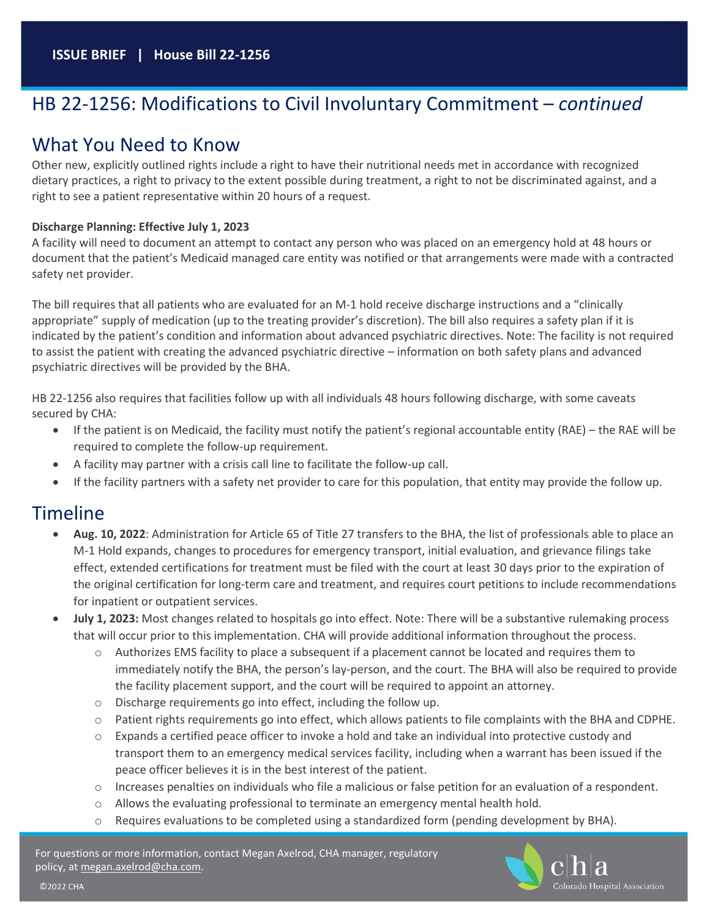## HB 22-1256: Modifications to Civil Involuntary Commitment – *continued*

## What You Need to Know

Other new, explicitly outlined rights include a right to have their nutritional needs met in accordance with recognized dietary practices, a right to privacy to the extent possible during treatment, a right to not be discriminated against, and a right to see a patient representative within 20 hours of a request.

**Discharge Planning: Effective July 1, 2023**

A facility will need to document an attempt to contact any person who was placed on an emergency hold at 48 hours or document that the patient's Medicaid managed care entity was notified or that arrangements were made with a contracted safety net provider.

The bill requires that all patients who are evaluated for an M-1 hold receive discharge instructions and a "clinically appropriate" supply of medication (up to the treating provider's discretion). The bill also requires a safety plan if it is indicated by the patient's condition and information about advanced psychiatric directives. Note: The facility is not required to assist the patient with creating the advanced psychiatric directive – information on both safety plans and advanced psychiatric directives will be provided by the BHA.

HB 22-1256 also requires that facilities follow up with all individuals 48 hours following discharge, with some caveats secured by CHA:

- If the patient is on Medicaid, the facility must notify the patient's regional accountable entity (RAE) – the RAE will be required to complete the follow-up requirement.
- A facility may partner with a crisis call line to facilitate the follow-up call.
- If the facility partners with a safety net provider to care for this population, that entity may provide the follow up.

## Timeline

- **Aug. 10, 2022**: Administration for Article 65 of Title 27 transfers to the BHA, the list of professionals able to place an M-1 Hold expands, changes to procedures for emergency transport, initial evaluation, and grievance filings take effect, extended certifications for treatment must be filed with the court at least 30 days prior to the expiration of the original certification for long-term care and treatment, and requires court petitions to include recommendations for inpatient or outpatient services.
- **July 1, 2023:** Most changes related to hospitals go into effect. Note: There will be a substantive rulemaking process that will occur prior to this implementation. CHA will provide additional information throughout the process.
  - Authorizes EMS facility to place a subsequent if a placement cannot be located and requires them to immediately notify the BHA, the person's lay-person, and the court. The BHA will also be required to provide the facility placement support, and the court will be required to appoint an attorney.
  - Discharge requirements go into effect, including the follow up.
  - Patient rights requirements go into effect, which allows patients to file complaints with the BHA and CDPHE.
  - Expands a certified peace officer to invoke a hold and take an individual into protective custody and transport them to an emergency medical services facility, including when a warrant has been issued if the peace officer believes it is in the best interest of the patient.
  - Increases penalties on individuals who file a malicious or false petition for an evaluation of a respondent.
  - Allows the evaluating professional to terminate an emergency mental health hold.
  - Requires evaluations to be completed using a standardized form (pending development by BHA).

For questions or more information, contact Megan Axelrod, CHA manager, regulatory policy, at megan.axelrod@cha.com.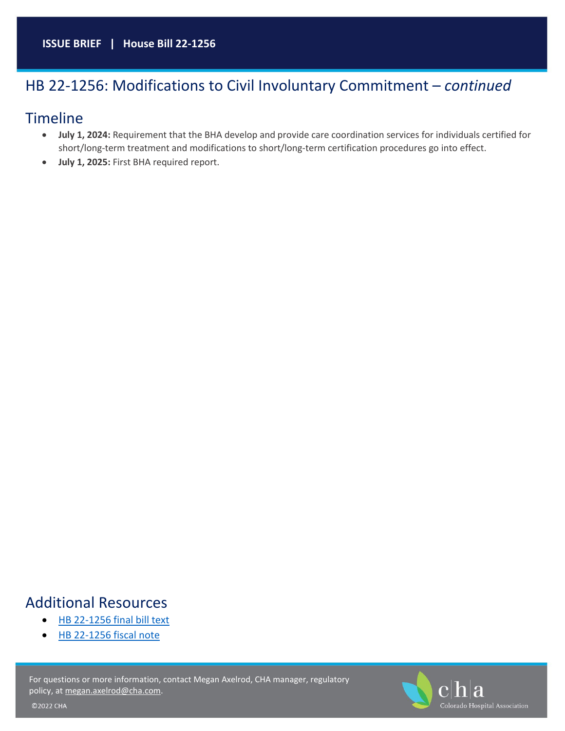## HB 22-1256: Modifications to Civil Involuntary Commitment – *continued*

### Timeline

- **July 1, 2024:** Requirement that the BHA develop and provide care coordination services for individuals certified for short/long-term treatment and modifications to short/long-term certification procedures go into effect.
- **July 1, 2025:** First BHA required report.

### Additional Resources

- HB 22-1256 final bill text
- HB 22-1256 fiscal note

For questions or more information, contact Megan Axelrod, CHA manager, regulatory policy, at megan.axelrod@cha.com.

©2022 CHA